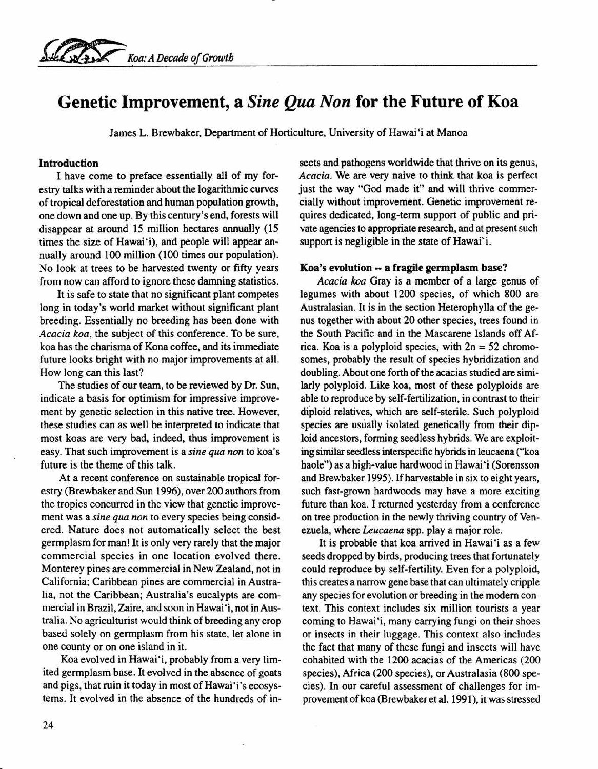# Genetic Improvement, a *Sine Qua Non* for the Future of Koa

James L. Brewbaker, Department of Horticulture, University of Hawai'i at Manoa

## Introduction

I have come to preface essentially all of my forestry talks with a reminder about the logarithmic curves of tropical deforestation and human population growth, one down and one up. By this century's end, forests will disappear at around 15 million hectares annually (15 times the size of Hawai'i), and people will appear annually around 100 million (100 times our population). No look at trees to be harvested twenty or fifty years from now can afford to ignore these damning statistics.

It is safe to state that no significant plant competes long in today's world market without significant plant breeding. Essentially no breeding has been done with *Acacia koa*, the subject of this conference. To be sure, koa has the charisma of Kona coffee, and its immediate future looks bright with no major improvements at all. How long can this last?

The studies of our team, to be reviewed by Dr. Sun, indicate a basis for optimism for impressive improvement by genetic selection in this native tree. However, these studies can as well be interpreted to indicate that most koas are very bad, indeed, thus improvement is easy. That such improvement is a *sine qua non* to koa's future is the theme of this talk.

At a recent conference on sustainable tropical forestry (Brewbaker and Sun 1996), over 200 authors from the tropics concurred in the view that genetic improvement was a *sine qua non* to every species being considered. Nature does not automatically select the best germplasm for man! It is only very rarely that the major commercial species in one location evolved there. Monterey pines are commercial in New Zealand, not in California; Caribbean pines are commercial in Australia, not the Caribbean; Australia's eucalypts are commercial in Brazil, Zaire, and soon in Hawai'i, not in Australia. No agriculturist would think of breeding any crop based solely on germplasm from his state, let alone in one county or on one island in it.

Koa evolved in Hawai'i, probably from a very limited germplasm base. It evolved in the absence of goats and pigs, that ruin it today in most of Hawai'i's ecosystems. It evolved in the absence of the hundreds of insects and pathogens worldwide that thrive on its genus, *Acacia*. We are very naive to think that koa is perfect just the way "God made it" and will thrive commercially without improvement. Genetic improvement requires dedicated, long-term support of public and private agencies to appropriate research, and at present such support is negligible in the state of Hawai'i.

## Koa's evolution -- a fragile germplasm base?

*Acacia koa* Gray is a member of a large genus of legumes with about 1200 species, of which 800 are Australasian. It is in the section Heterophylla of the genus together with about 20 other species, trees found in the South Pacific and in the Mascarene Islands off Africa. Koa is a polyploid species, with 2n = 52 chromosomes, probably the result of species hybridization and doubling. About one forth of the acacias studied are similarly polyploid. Like koa, most of these polyploids are able to reproduce by self-fertilization, in contrast to their diploid relatives, which are self-sterile. Such polyploid species are usually isolated genetically from their diploid ancestors, forming seedless hybrids. We are exploiting similar seedless interspecific hybrids in leucaena ("koa haole") as a high-value hardwood in Hawai'i (Sorensson and Brewbaker 1995). If harvestable in six to eight years, such fast-grown hardwoods may have a more exciting future than koa. I returned yesterday from a conference on tree production in the newly thriving country of Venezuela, where *Leucaena* spp. play a major role.

It is probable that koa arrived in Hawai'i as a few seeds dropped by birds, producing trees that fortunately could reproduce by self-fertility. Even for a polyploid, this creates a narrow gene base that can ultimately cripple any species for evolution or breeding in the modern context. This context includes six million tourists a year coming to Hawai'i, many carrying fungi on their shoes or insects in their luggage. This context also includes the fact that many of these fungi and insects will have cohabited with the 1200 acacias of the Americas (200 species), Africa (200 species), or Australasia (800 species). In our careful assessment of challenges for improvement of koa (Brewbaker et al. 1991), it was stressed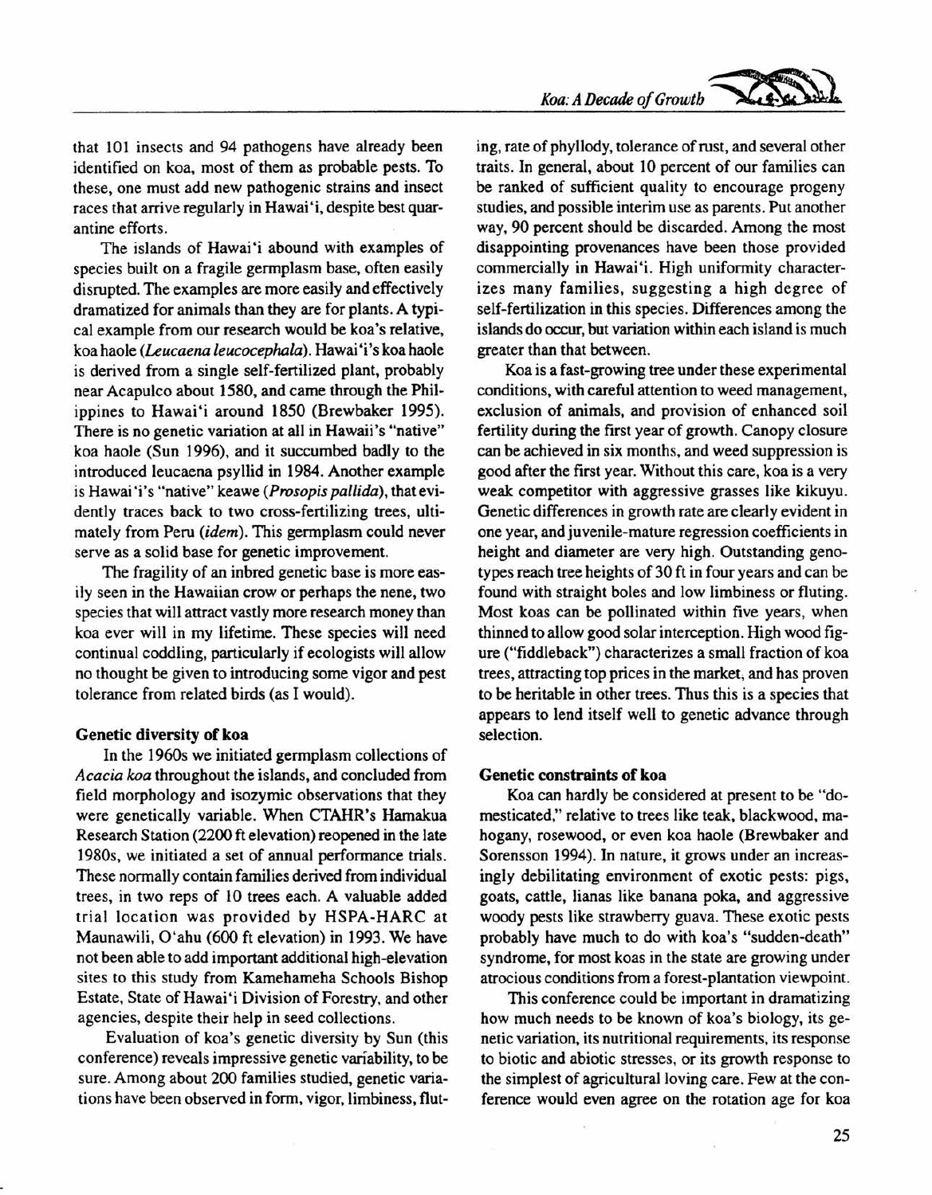that 101 insects and 94 pathogens have already been identified on koa, most of them as probable pests. To these, one must add new pathogenic strains and insect races that arrive regularly in Hawai'i, despite best quarantine efforts.

The islands of Hawai'i abound with examples of species built on a fragile germplasm base, often easily disrupted. The examples are more easily and effectively dramatized for animals than they are for plants. A typical example from our research would be koa's relative, koa haole (*Leucaena leucocephala*). Hawai'i's koa haole is derived from a single self-fertilized plant, probably near Acapulco about 1580, and came through the Philippines to Hawai'i around 1850 (Brewbaker 1995). There is no genetic variation at all in Hawaii's "native" koa haole (Sun 1996), and it succumbed badly to the introduced leucaena psyllid in 1984. Another example is Hawai'i's "native" keawe (*Prosopis pallida*), that evidently traces back to two cross-fertilizing trees, ultimately from Peru (*idem*). This germplasm could never serve as a solid base for genetic improvement.

The fragility of an inbred genetic base is more easily seen in the Hawaiian crow or perhaps the nene, two species that will attract vastly more research money than koa ever will in my lifetime. These species will need continual coddling, particularly if ecologists will allow no thought be given to introducing some vigor and pest tolerance from related birds (as I would).

**Genetic diversity of koa**

In the 1960s we initiated germplasm collections of *Acacia koa* throughout the islands, and concluded from field morphology and isozymic observations that they were genetically variable. When CTAHR's Hamakua Research Station (2200 ft elevation) reopened in the late 1980s, we initiated a set of annual performance trials. These normally contain families derived from individual trees, in two reps of 10 trees each. A valuable added trial location was provided by HSPA-HARC at Maunawili, O'ahu (600 ft elevation) in 1993. We have not been able to add important additional high-elevation sites to this study from Kamehameha Schools Bishop Estate, State of Hawai'i Division of Forestry, and other agencies, despite their help in seed collections.

Evaluation of koa's genetic diversity by Sun (this conference) reveals impressive genetic variability, to be sure. Among about 200 families studied, genetic variations have been observed in form, vigor, limbiness, fluting, rate of phyllody, tolerance of rust, and several other traits. In general, about 10 percent of our families can be ranked of sufficient quality to encourage progeny studies, and possible interim use as parents. Put another way, 90 percent should be discarded. Among the most disappointing provenances have been those provided commercially in Hawai'i. High uniformity characterizes many families, suggesting a high degree of self-fertilization in this species. Differences among the islands do occur, but variation within each island is much greater than that between.

Koa is a fast-growing tree under these experimental conditions, with careful attention to weed management, exclusion of animals, and provision of enhanced soil fertility during the first year of growth. Canopy closure can be achieved in six months, and weed suppression is good after the first year. Without this care, koa is a very weak competitor with aggressive grasses like kikuyu. Genetic differences in growth rate are clearly evident in one year, and juvenile-mature regression coefficients in height and diameter are very high. Outstanding genotypes reach tree heights of 30 ft in four years and can be found with straight boles and low limbiness or fluting. Most koas can be pollinated within five years, when thinned to allow good solar interception. High wood figure ("fiddleback") characterizes a small fraction of koa trees, attracting top prices in the market, and has proven to be heritable in other trees. Thus this is a species that appears to lend itself well to genetic advance through selection.

**Genetic constraints of koa**

Koa can hardly be considered at present to be "domesticated," relative to trees like teak, blackwood, mahogany, rosewood, or even koa haole (Brewbaker and Sorensson 1994). In nature, it grows under an increasingly debilitating environment of exotic pests: pigs, goats, cattle, lianas like banana poka, and aggressive woody pests like strawberry guava. These exotic pests probably have much to do with koa's "sudden-death" syndrome, for most koas in the state are growing under atrocious conditions from a forest-plantation viewpoint.

This conference could be important in dramatizing how much needs to be known of koa's biology, its genetic variation, its nutritional requirements, its response to biotic and abiotic stresses, or its growth response to the simplest of agricultural loving care. Few at the conference would even agree on the rotation age for koa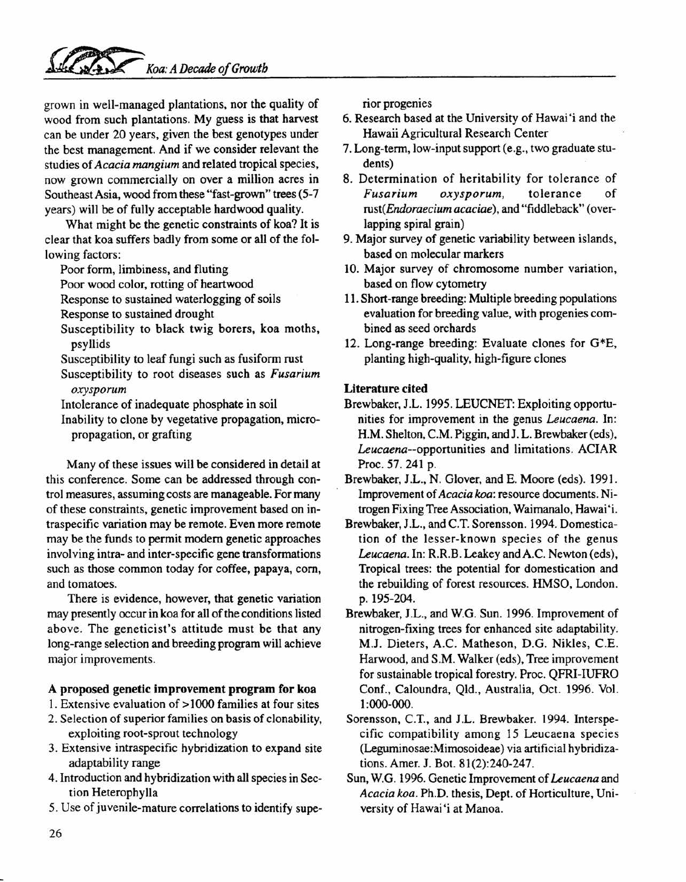grown in well-managed plantations, nor the quality of wood from such plantations. My guess is that harvest can be under 20 years, given the best genotypes under the best management. And if we consider relevant the studies of *Acacia mangium* and related tropical species, now grown commercially on over a million acres in Southeast Asia, wood from these "fast-grown" trees (5-7 years) will be of fully acceptable hardwood quality.

What might be the genetic constraints of koa? It is clear that koa suffers badly from some or all of the following factors:

- Poor form, limbiness, and fluting
- Poor wood color, rotting of heartwood
- Response to sustained waterlogging of soils
- Response to sustained drought
- Susceptibility to black twig borers, koa moths, psyllids
- Susceptibility to leaf fungi such as fusiform rust
- Susceptibility to root diseases such as *Fusarium oxysporum*
- Intolerance of inadequate phosphate in soil
- Inability to clone by vegetative propagation, micropropagation, or grafting

Many of these issues will be considered in detail at this conference. Some can be addressed through control measures, assuming costs are manageable. For many of these constraints, genetic improvement based on intraspecific variation may be remote. Even more remote may be the funds to permit modern genetic approaches involving intra- and inter-specific gene transformations such as those common today for coffee, papaya, corn, and tomatoes.

There is evidence, however, that genetic variation may presently occur in koa for all of the conditions listed above. The geneticist's attitude must be that any long-range selection and breeding program will achieve major improvements.

### A proposed genetic improvement program for koa

1. Extensive evaluation of >1000 families at four sites
2. Selection of superior families on basis of clonability, exploiting root-sprout technology
3. Extensive intraspecific hybridization to expand site adaptability range
4. Introduction and hybridization with all species in Section Heterophylla
5. Use of juvenile-mature correlations to identify superior progenies
6. Research based at the University of Hawai'i and the Hawaii Agricultural Research Center
7. Long-term, low-input support (e.g., two graduate students)
8. Determination of heritability for tolerance of *Fusarium oxysporum*, tolerance of rust(*Endoraecium acaciae*), and "fiddleback" (overlapping spiral grain)
9. Major survey of genetic variability between islands, based on molecular markers
10. Major survey of chromosome number variation, based on flow cytometry
11. Short-range breeding: Multiple breeding populations evaluation for breeding value, with progenies combined as seed orchards
12. Long-range breeding: Evaluate clones for G*E, planting high-quality, high-figure clones

### Literature cited

Brewbaker, J.L. 1995. LEUCNET: Exploiting opportunities for improvement in the genus *Leucaena*. In: H.M. Shelton, C.M. Piggin, and J. L. Brewbaker (eds), *Leucaena*--opportunities and limitations. ACIAR Proc. 57. 241 p.

Brewbaker, J.L., N. Glover, and E. Moore (eds). 1991. Improvement of *Acacia koa*: resource documents. Nitrogen Fixing Tree Association, Waimanalo, Hawai'i.

Brewbaker, J.L., and C.T. Sorensson. 1994. Domestication of the lesser-known species of the genus *Leucaena*. In: R.R.B. Leakey and A.C. Newton (eds), Tropical trees: the potential for domestication and the rebuilding of forest resources. HMSO, London. p. 195-204.

Brewbaker, J.L., and W.G. Sun. 1996. Improvement of nitrogen-fixing trees for enhanced site adaptability. M.J. Dieters, A.C. Matheson, D.G. Nikles, C.E. Harwood, and S.M. Walker (eds), Tree improvement for sustainable tropical forestry. Proc. QFRI-IUFRO Conf., Caloundra, Qld., Australia, Oct. 1996. Vol. 1:000-000.

Sorensson, C.T., and J.L. Brewbaker. 1994. Interspecific compatibility among 15 Leucaena species (Leguminosae:Mimosoideae) via artificial hybridizations. Amer. J. Bot. 81(2):240-247.

Sun, W.G. 1996. Genetic Improvement of *Leucaena* and *Acacia koa*. Ph.D. thesis, Dept. of Horticulture, University of Hawai'i at Manoa.